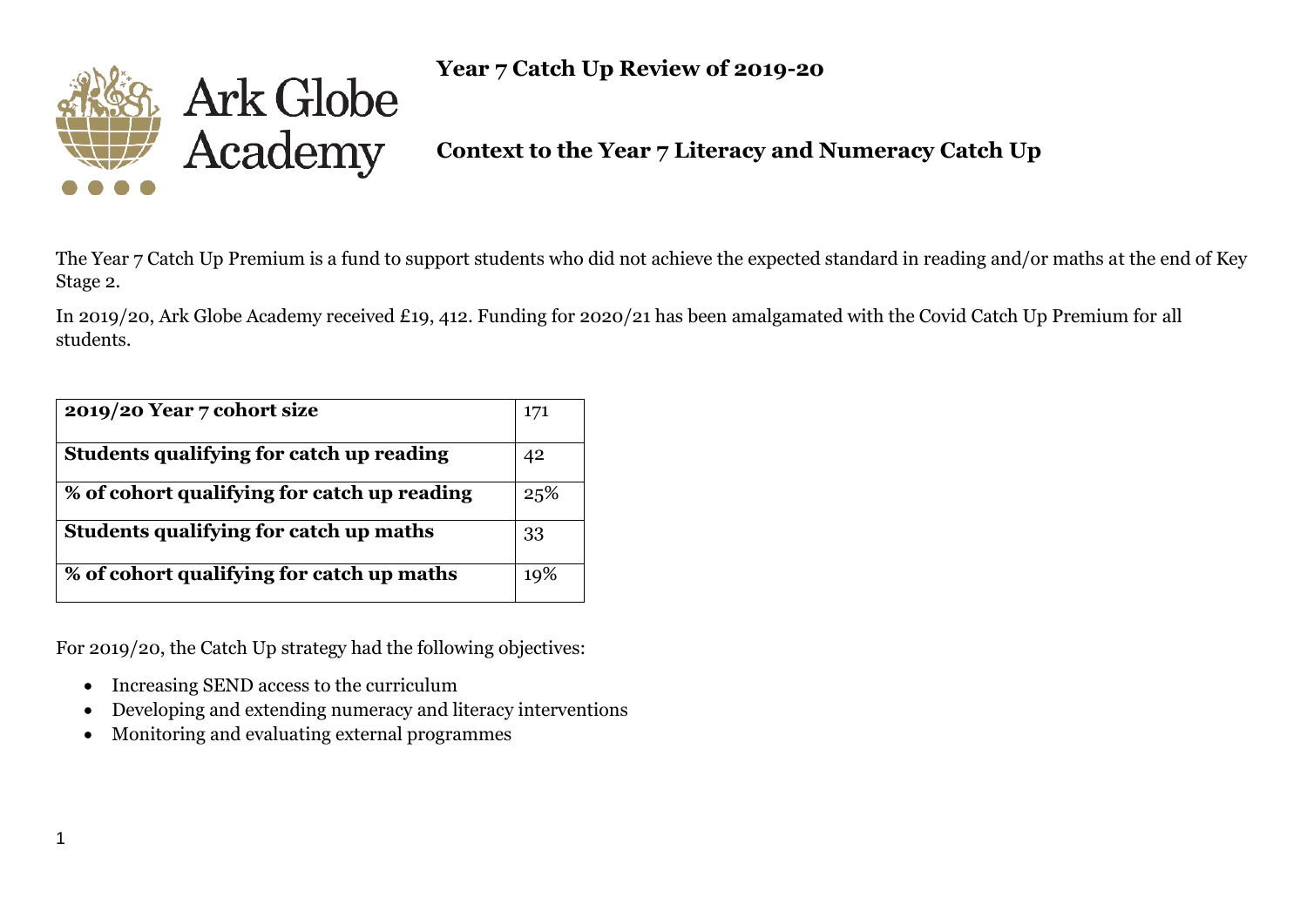# Year 7 Catch Up Review of 2019-20

Ark Globe Academy

## Context to the Year 7 Literacy and Numeracy Catch Up

The Year 7 Catch Up Premium is a fund to support students who did not achieve the expected standard in reading and/or maths at the end of Key Stage 2.

In 2019/20, Ark Globe Academy received £19, 412. Funding for 2020/21 has been amalgamated with the Covid Catch Up Premium for all students.

| **2019/20 Year 7 cohort size** | 171 |
| --- | --- |
| **Students qualifying for catch up reading** | 42 |
| **% of cohort qualifying for catch up reading** | 25% |
| **Students qualifying for catch up maths** | 33 |
| **% of cohort qualifying for catch up maths** | 19% |

For 2019/20, the Catch Up strategy had the following objectives:

- Increasing SEND access to the curriculum
- Developing and extending numeracy and literacy interventions
- Monitoring and evaluating external programmes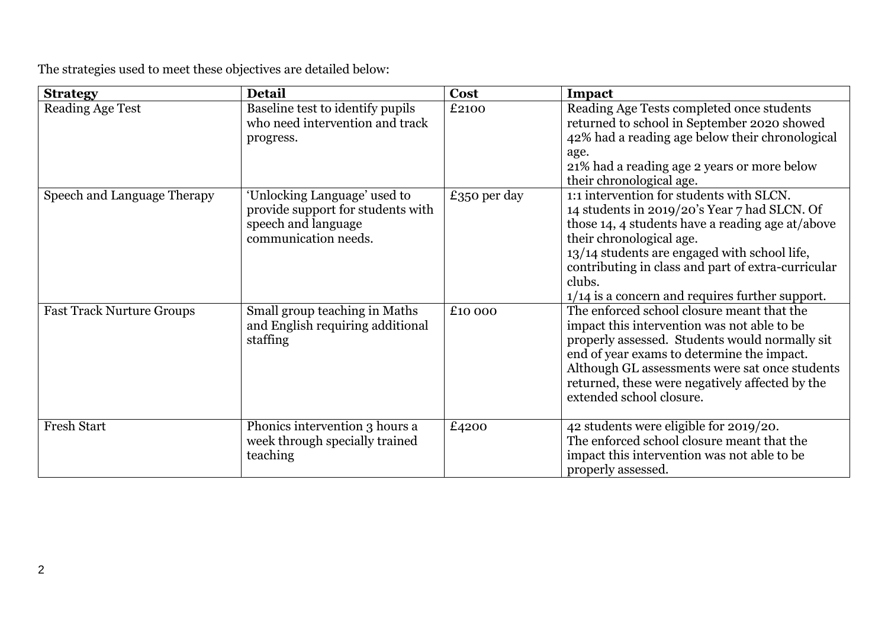The strategies used to meet these objectives are detailed below:

| **Strategy** | **Detail** | **Cost** | **Impact** |
|---|---|---|---|
| Reading Age Test | Baseline test to identify pupils who need intervention and track progress. | £2100 | Reading Age Tests completed once students returned to school in September 2020 showed 42% had a reading age below their chronological age.<br>21% had a reading age 2 years or more below their chronological age. |
| Speech and Language Therapy | 'Unlocking Language' used to provide support for students with speech and language communication needs. | £350 per day | 1:1 intervention for students with SLCN.<br>14 students in 2019/20's Year 7 had SLCN. Of those 14, 4 students have a reading age at/above their chronological age.<br>13/14 students are engaged with school life, contributing in class and part of extra-curricular clubs.<br>1/14 is a concern and requires further support. |
| Fast Track Nurture Groups | Small group teaching in Maths and English requiring additional staffing | £10 000 | The enforced school closure meant that the impact this intervention was not able to be properly assessed. Students would normally sit end of year exams to determine the impact. Although GL assessments were sat once students returned, these were negatively affected by the extended school closure. |
| Fresh Start | Phonics intervention 3 hours a week through specially trained teaching | £4200 | 42 students were eligible for 2019/20.<br>The enforced school closure meant that the impact this intervention was not able to be properly assessed. |